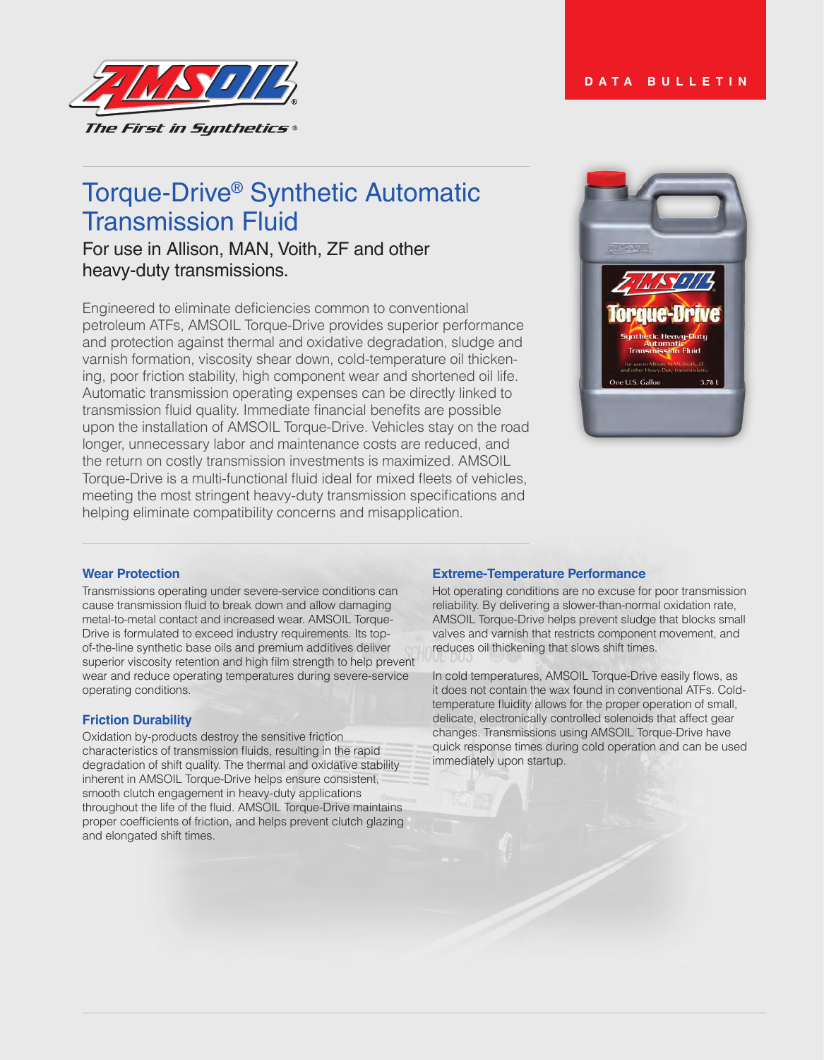The First in Synthetics®

DATA BULLETIN

# Torque-Drive® Synthetic Automatic Transmission Fluid

## For use in Allison, MAN, Voith, ZF and other heavy-duty transmissions.

Engineered to eliminate deficiencies common to conventional petroleum ATFs, AMSOIL Torque-Drive provides superior performance and protection against thermal and oxidative degradation, sludge and varnish formation, viscosity shear down, cold-temperature oil thickening, poor friction stability, high component wear and shortened oil life. Automatic transmission operating expenses can be directly linked to transmission fluid quality. Immediate financial benefits are possible upon the installation of AMSOIL Torque-Drive. Vehicles stay on the road longer, unnecessary labor and maintenance costs are reduced, and the return on costly transmission investments is maximized. AMSOIL Torque-Drive is a multi-functional fluid ideal for mixed fleets of vehicles, meeting the most stringent heavy-duty transmission specifications and helping eliminate compatibility concerns and misapplication.

### Wear Protection

Transmissions operating under severe-service conditions can cause transmission fluid to break down and allow damaging metal-to-metal contact and increased wear. AMSOIL Torque-Drive is formulated to exceed industry requirements. Its top-of-the-line synthetic base oils and premium additives deliver superior viscosity retention and high film strength to help prevent wear and reduce operating temperatures during severe-service operating conditions.

### Friction Durability

Oxidation by-products destroy the sensitive friction characteristics of transmission fluids, resulting in the rapid degradation of shift quality. The thermal and oxidative stability inherent in AMSOIL Torque-Drive helps ensure consistent, smooth clutch engagement in heavy-duty applications throughout the life of the fluid. AMSOIL Torque-Drive maintains proper coefficients of friction, and helps prevent clutch glazing and elongated shift times.

### Extreme-Temperature Performance

Hot operating conditions are no excuse for poor transmission reliability. By delivering a slower-than-normal oxidation rate, AMSOIL Torque-Drive helps prevent sludge that blocks small valves and varnish that restricts component movement, and reduces oil thickening that slows shift times.

In cold temperatures, AMSOIL Torque-Drive easily flows, as it does not contain the wax found in conventional ATFs. Cold-temperature fluidity allows for the proper operation of small, delicate, electronically controlled solenoids that affect gear changes. Transmissions using AMSOIL Torque-Drive have quick response times during cold operation and can be used immediately upon startup.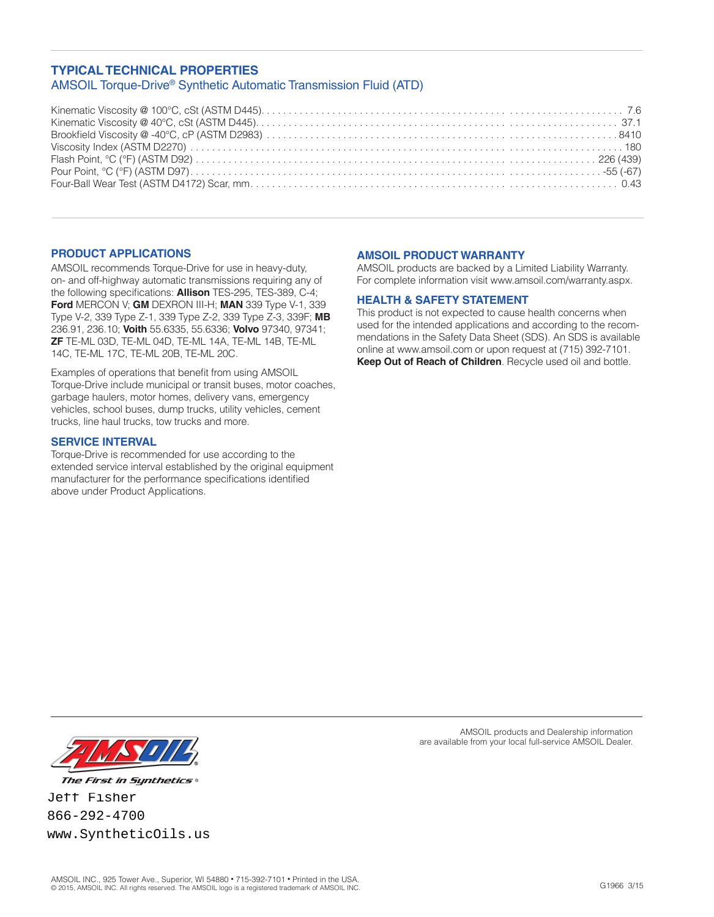## TYPICAL TECHNICAL PROPERTIES

### AMSOIL Torque-Drive® Synthetic Automatic Transmission Fluid (ATD)

| | |
|---|---|
| Kinematic Viscosity @ 100°C, cSt (ASTM D445) | 7.6 |
| Kinematic Viscosity @ 40°C, cSt (ASTM D445) | 37.1 |
| Brookfield Viscosity @ -40°C, cP (ASTM D2983) | 8410 |
| Viscosity Index (ASTM D2270) | 180 |
| Flash Point, °C (°F) (ASTM D92) | 226 (439) |
| Pour Point, °C (°F) (ASTM D97) | -55 (-67) |
| Four-Ball Wear Test (ASTM D4172) Scar, mm | 0.43 |

## PRODUCT APPLICATIONS

AMSOIL recommends Torque-Drive for use in heavy-duty, on- and off-highway automatic transmissions requiring any of the following specifications: **Allison** TES-295, TES-389, C-4; **Ford** MERCON V; **GM** DEXRON III-H; **MAN** 339 Type V-1, 339 Type V-2, 339 Type Z-1, 339 Type Z-2, 339 Type Z-3, 339F; **MB** 236.91, 236.10; **Voith** 55.6335, 55.6336; **Volvo** 97340, 97341; **ZF** TE-ML 03D, TE-ML 04D, TE-ML 14A, TE-ML 14B, TE-ML 14C, TE-ML 17C, TE-ML 20B, TE-ML 20C.

Examples of operations that benefit from using AMSOIL Torque-Drive include municipal or transit buses, motor coaches, garbage haulers, motor homes, delivery vans, emergency vehicles, school buses, dump trucks, utility vehicles, cement trucks, line haul trucks, tow trucks and more.

## SERVICE INTERVAL

Torque-Drive is recommended for use according to the extended service interval established by the original equipment manufacturer for the performance specifications identified above under Product Applications.

## AMSOIL PRODUCT WARRANTY

AMSOIL products are backed by a Limited Liability Warranty. For complete information visit www.amsoil.com/warranty.aspx.

## HEALTH & SAFETY STATEMENT

This product is not expected to cause health concerns when used for the intended applications and according to the recommendations in the Safety Data Sheet (SDS). An SDS is available online at www.amsoil.com or upon request at (715) 392-7101. **Keep Out of Reach of Children**. Recycle used oil and bottle.

AMSOIL

*The First in Synthetics®*

Jeff Fisher
866-292-4700
www.SyntheticOils.us

AMSOIL products and Dealership information are available from your local full-service AMSOIL Dealer.

AMSOIL INC., 925 Tower Ave., Superior, WI 54880 • 715-392-7101 • Printed in the USA.
© 2015, AMSOIL INC. All rights reserved. The AMSOIL logo is a registered trademark of AMSOIL INC.

G1966 3/15